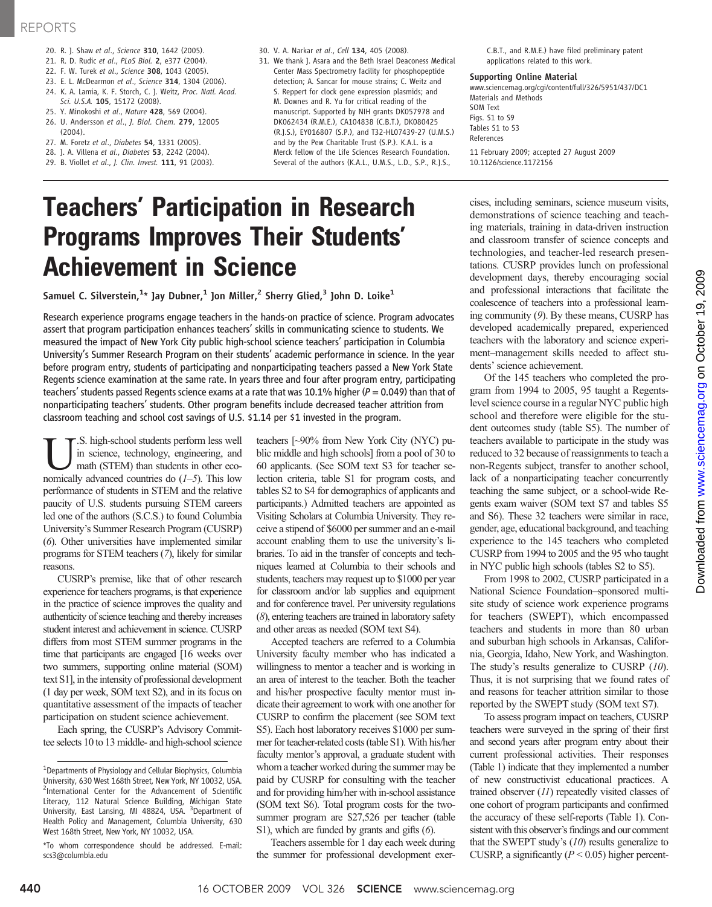20. R. J. Shaw *et al.*, *Science* **310**, 1642 (2005).
21. R. D. Rudic *et al.*, *PLoS Biol.* **2**, e377 (2004).
22. F. W. Turek *et al.*, *Science* **308**, 1043 (2005).
23. E. L. McDearmon *et al.*, *Science* **314**, 1304 (2006).
24. K. A. Lamia, K. F. Storch, C. J. Weitz, *Proc. Natl. Acad. Sci. U.S.A.* **105**, 15172 (2008).
25. Y. Minokoshi *et al.*, *Nature* **428**, 569 (2004).
26. U. Andersson *et al.*, *J. Biol. Chem.* **279**, 12005 (2004).
27. M. Foretz *et al.*, *Diabetes* **54**, 1331 (2005).
28. J. A. Villena *et al.*, *Diabetes* **53**, 2242 (2004).
29. B. Viollet *et al.*, *J. Clin. Invest.* **111**, 91 (2003).
30. V. A. Narkar *et al.*, *Cell* **134**, 405 (2008).
31. We thank J. Asara and the Beth Israel Deaconess Medical Center Mass Spectrometry facility for phosphopeptide detection; A. Sancar for mouse strains; C. Weitz and S. Reppert for clock gene expression plasmids; and M. Downes and R. Yu for critical reading of the manuscript. Supported by NIH grants DK057978 and DK062434 (R.M.E.), CA104838 (C.B.T.), DK080425 (R.J.S.), EY016807 (S.P.), and T32-HL07439-27 (U.M.S.) and by the Pew Charitable Trust (S.P.). K.A.L. is a Merck fellow of the Life Sciences Research Foundation. Several of the authors (K.A.L., U.M.S., L.D., S.P., R.J.S., C.B.T., and R.M.E.) have filed preliminary patent applications related to this work.

**Supporting Online Material**
www.sciencemag.org/cgi/content/full/326/5951/437/DC1
Materials and Methods
SOM Text
Figs. S1 to S9
Tables S1 to S3
References

11 February 2009; accepted 27 August 2009
10.1126/science.1172156

# Teachers' Participation in Research Programs Improves Their Students' Achievement in Science

**Samuel C. Silverstein,[1]* Jay Dubner,[1] Jon Miller,[2] Sherry Glied,[3] John D. Loike[1]**

Research experience programs engage teachers in the hands-on practice of science. Program advocates assert that program participation enhances teachers' skills in communicating science to students. We measured the impact of New York City public high-school science teachers' participation in Columbia University's Summer Research Program on their students' academic performance in science. In the year before program entry, students of participating and nonparticipating teachers passed a New York State Regents science examination at the same rate. In years three and four after program entry, participating teachers' students passed Regents science exams at a rate that was 10.1% higher ($P = 0.049$) than that of nonparticipating teachers' students. Other program benefits include decreased teacher attrition from classroom teaching and school cost savings of U.S. \$1.14 per \$1 invested in the program.

U.S. high-school students perform less well in science, technology, engineering, and math (STEM) than students in other economically advanced countries do (*1*–*5*). This low performance of students in STEM and the relative paucity of U.S. students pursuing STEM careers led one of the authors (S.C.S.) to found Columbia University's Summer Research Program (CUSRP) (*6*). Other universities have implemented similar programs for STEM teachers (*7*), likely for similar reasons.

CUSRP's premise, like that of other research experience for teachers programs, is that experience in the practice of science improves the quality and authenticity of science teaching and thereby increases student interest and achievement in science. CUSRP differs from most STEM summer programs in the time that participants are engaged [16 weeks over two summers, supporting online material (SOM) text S1], in the intensity of professional development (1 day per week, SOM text S2), and in its focus on quantitative assessment of the impacts of teacher participation on student science achievement.

Each spring, the CUSRP's Advisory Committee selects 10 to 13 middle- and high-school science teachers [~90% from New York City (NYC) public middle and high schools] from a pool of 30 to 60 applicants. (See SOM text S3 for teacher selection criteria, table S1 for program costs, and tables S2 to S4 for demographics of applicants and participants.) Admitted teachers are appointed as Visiting Scholars at Columbia University. They receive a stipend of \$6000 per summer and an e-mail account enabling them to use the university's libraries. To aid in the transfer of concepts and techniques learned at Columbia to their schools and students, teachers may request up to \$1000 per year for classroom and/or lab supplies and equipment and for conference travel. Per university regulations (*8*), entering teachers are trained in laboratory safety and other areas as needed (SOM text S4).

Accepted teachers are referred to a Columbia University faculty member who has indicated a willingness to mentor a teacher and is working in an area of interest to the teacher. Both the teacher and his/her prospective faculty mentor must indicate their agreement to work with one another for CUSRP to confirm the placement (see SOM text S5). Each host laboratory receives \$1000 per summer for teacher-related costs (table S1). With his/her faculty mentor's approval, a graduate student with whom a teacher worked during the summer may be paid by CUSRP for consulting with the teacher and for providing him/her with in-school assistance (SOM text S6). Total program costs for the two-summer program are \$27,526 per teacher (table S1), which are funded by grants and gifts (*6*).

Teachers assemble for 1 day each week during the summer for professional development exercises, including seminars, science museum visits, demonstrations of science teaching and teaching materials, training in data-driven instruction and classroom transfer of science concepts and technologies, and teacher-led research presentations. CUSRP provides lunch on professional development days, thereby encouraging social and professional interactions that facilitate the coalescence of teachers into a professional learning community (*9*). By these means, CUSRP has developed academically prepared, experienced teachers with the laboratory and science experiment–management skills needed to affect students' science achievement.

Of the 145 teachers who completed the program from 1994 to 2005, 95 taught a Regents-level science course in a regular NYC public high school and therefore were eligible for the student outcomes study (table S5). The number of teachers available to participate in the study was reduced to 32 because of reassignments to teach a non-Regents subject, transfer to another school, lack of a nonparticipating teacher concurrently teaching the same subject, or a school-wide Regents exam waiver (SOM text S7 and tables S5 and S6). These 32 teachers were similar in race, gender, age, educational background, and teaching experience to the 145 teachers who completed CUSRP from 1994 to 2005 and the 95 who taught in NYC public high schools (tables S2 to S5).

From 1998 to 2002, CUSRP participated in a National Science Foundation–sponsored multisite study of science work experience programs for teachers (SWEPT), which encompassed teachers and students in more than 80 urban and suburban high schools in Arkansas, California, Georgia, Idaho, New York, and Washington. The study's results generalize to CUSRP (*10*). Thus, it is not surprising that we found rates of and reasons for teacher attrition similar to those reported by the SWEPT study (SOM text S7).

To assess program impact on teachers, CUSRP teachers were surveyed in the spring of their first and second years after program entry about their current professional activities. Their responses (Table 1) indicate that they implemented a number of new constructivist educational practices. A trained observer (*11*) repeatedly visited classes of one cohort of program participants and confirmed the accuracy of these self-reports (Table 1). Consistent with this observer's findings and our comment that the SWEPT study's (*10*) results generalize to CUSRP, a significantly ($P < 0.05$) higher percent-

[1]Departments of Physiology and Cellular Biophysics, Columbia University, 630 West 168th Street, New York, NY 10032, USA. [2]International Center for the Advancement of Scientific Literacy, 112 Natural Science Building, Michigan State University, East Lansing, MI 48824, USA. [3]Department of Health Policy and Management, Columbia University, 630 West 168th Street, New York, NY 10032, USA.

*To whom correspondence should be addressed. E-mail: scs3@columbia.edu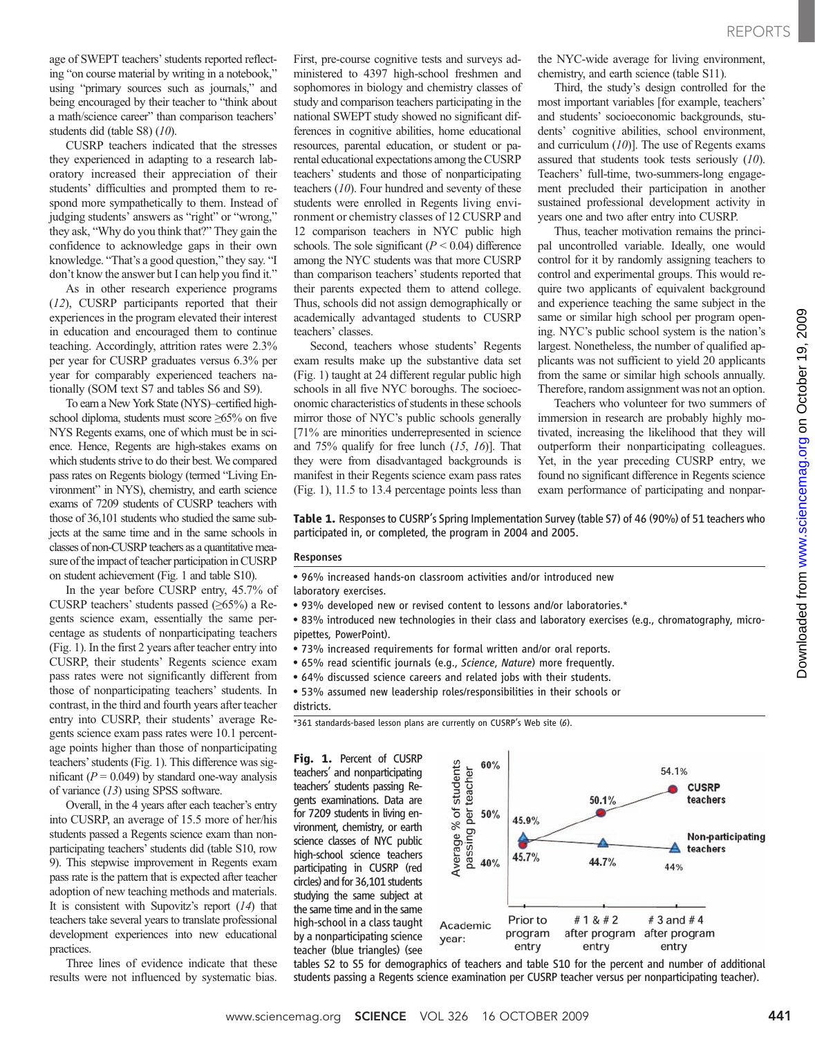age of SWEPT teachers' students reported reflecting "on course material by writing in a notebook," using "primary sources such as journals," and being encouraged by their teacher to "think about a math/science career" than comparison teachers' students did (table S8) (10).

CUSRP teachers indicated that the stresses they experienced in adapting to a research laboratory increased their appreciation of their students' difficulties and prompted them to respond more sympathetically to them. Instead of judging students' answers as "right" or "wrong," they ask, "Why do you think that?" They gain the confidence to acknowledge gaps in their own knowledge. "That's a good question," they say. "I don't know the answer but I can help you find it."

As in other research experience programs (12), CUSRP participants reported that their experiences in the program elevated their interest in education and encouraged them to continue teaching. Accordingly, attrition rates were 2.3% per year for CUSRP graduates versus 6.3% per year for comparably experienced teachers nationally (SOM text S7 and tables S6 and S9).

To earn a New York State (NYS)–certified high-school diploma, students must score ≥65% on five NYS Regents exams, one of which must be in science. Hence, Regents are high-stakes exams on which students strive to do their best. We compared pass rates on Regents biology (termed "Living Environment" in NYS), chemistry, and earth science exams of 7209 students of CUSRP teachers with those of 36,101 students who studied the same subjects at the same time and in the same schools in classes of non-CUSRP teachers as a quantitative measure of the impact of teacher participation in CUSRP on student achievement (Fig. 1 and table S10).

In the year before CUSRP entry, 45.7% of CUSRP teachers' students passed (≥65%) a Regents science exam, essentially the same percentage as students of nonparticipating teachers (Fig. 1). In the first 2 years after teacher entry into CUSRP, their students' Regents science exam pass rates were not significantly different from those of nonparticipating teachers' students. In contrast, in the third and fourth years after teacher entry into CUSRP, their students' average Regents science exam pass rates were 10.1 percentage points higher than those of nonparticipating teachers' students (Fig. 1). This difference was significant ($P = 0.049$) by standard one-way analysis of variance (13) using SPSS software.

Overall, in the 4 years after each teacher's entry into CUSRP, an average of 15.5 more of her/his students passed a Regents science exam than nonparticipating teachers' students did (table S10, row 9). This stepwise improvement in Regents exam pass rate is the pattern that is expected after teacher adoption of new teaching methods and materials. It is consistent with Supovitz's report (14) that teachers take several years to translate professional development experiences into new educational practices.

Three lines of evidence indicate that these results were not influenced by systematic bias. First, pre-course cognitive tests and surveys administered to 4397 high-school freshmen and sophomores in biology and chemistry classes of study and comparison teachers participating in the national SWEPT study showed no significant differences in cognitive abilities, home educational resources, parental education, or student or parental educational expectations among the CUSRP teachers' students and those of nonparticipating teachers (10). Four hundred and seventy of these students were enrolled in Regents living environment or chemistry classes of 12 CUSRP and 12 comparison teachers in NYC public high schools. The sole significant ($P < 0.04$) difference among the NYC students was that more CUSRP than comparison teachers' students reported that their parents expected them to attend college. Thus, schools did not assign demographically or academically advantaged students to CUSRP teachers' classes.

Second, teachers whose students' Regents exam results make up the substantive data set (Fig. 1) taught at 24 different regular public high schools in all five NYC boroughs. The socioeconomic characteristics of students in these schools mirror those of NYC's public schools generally [71% are minorities underrepresented in science and 75% qualify for free lunch (15, 16)]. That they were from disadvantaged backgrounds is manifest in their Regents science exam pass rates (Fig. 1), 11.5 to 13.4 percentage points less than the NYC-wide average for living environment, chemistry, and earth science (table S11).

Third, the study's design controlled for the most important variables [for example, teachers' and students' socioeconomic backgrounds, students' cognitive abilities, school environment, and curriculum (10)]. The use of Regents exams assured that students took tests seriously (10). Teachers' full-time, two-summers-long engagement precluded their participation in another sustained professional development activity in years one and two after entry into CUSRP.

Thus, teacher motivation remains the principal uncontrolled variable. Ideally, one would control for it by randomly assigning teachers to control and experimental groups. This would require two applicants of equivalent background and experience teaching the same subject in the same or similar high school per program opening. NYC's public school system is the nation's largest. Nonetheless, the number of qualified applicants was not sufficient to yield 20 applicants from the same or similar high schools annually. Therefore, random assignment was not an option.

Teachers who volunteer for two summers of immersion in research are probably highly motivated, increasing the likelihood that they will outperform their nonparticipating colleagues. Yet, in the year preceding CUSRP entry, we found no significant difference in Regents science exam performance of participating and nonpar-

**Table 1.** Responses to CUSRP's Spring Implementation Survey (table S7) of 46 (90%) of 51 teachers who participated in, or completed, the program in 2004 and 2005.

| Responses |
|---|
| • 96% increased hands-on classroom activities and/or introduced new laboratory exercises. |
| • 93% developed new or revised content to lessons and/or laboratories.* |
| • 83% introduced new technologies in their class and laboratory exercises (e.g., chromatography, micropipettes, PowerPoint). |
| • 73% increased requirements for formal written and/or oral reports. |
| • 65% read scientific journals (e.g., *Science*, *Nature*) more frequently. |
| • 64% discussed science careers and related jobs with their students. |
| • 53% assumed new leadership roles/responsibilities in their schools or districts. |

*361 standards-based lesson plans are currently on CUSRP's Web site (6).

Average % of students passing per teacher
60%
50%
40%
54.1%
CUSRP teachers
50.1%
45.9%
45.7%
44.7%
44%
Non-participating teachers
Academic year:
Prior to program entry
# 1 & # 2 after program entry
# 3 and # 4 after program entry

**Fig. 1.** Percent of CUSRP teachers' and nonparticipating teachers' students passing Regents examinations. Data are for 7209 students in living environment, chemistry, or earth science classes of NYC public high-school science teachers participating in CUSRP (red circles) and for 36,101 students studying the same subject at the same time and in the same high-school in a class taught by a nonparticipating science teacher (blue triangles) (see tables S2 to S5 for demographics of teachers and table S10 for the percent and number of additional students passing a Regents science examination per CUSRP teacher versus per nonparticipating teacher).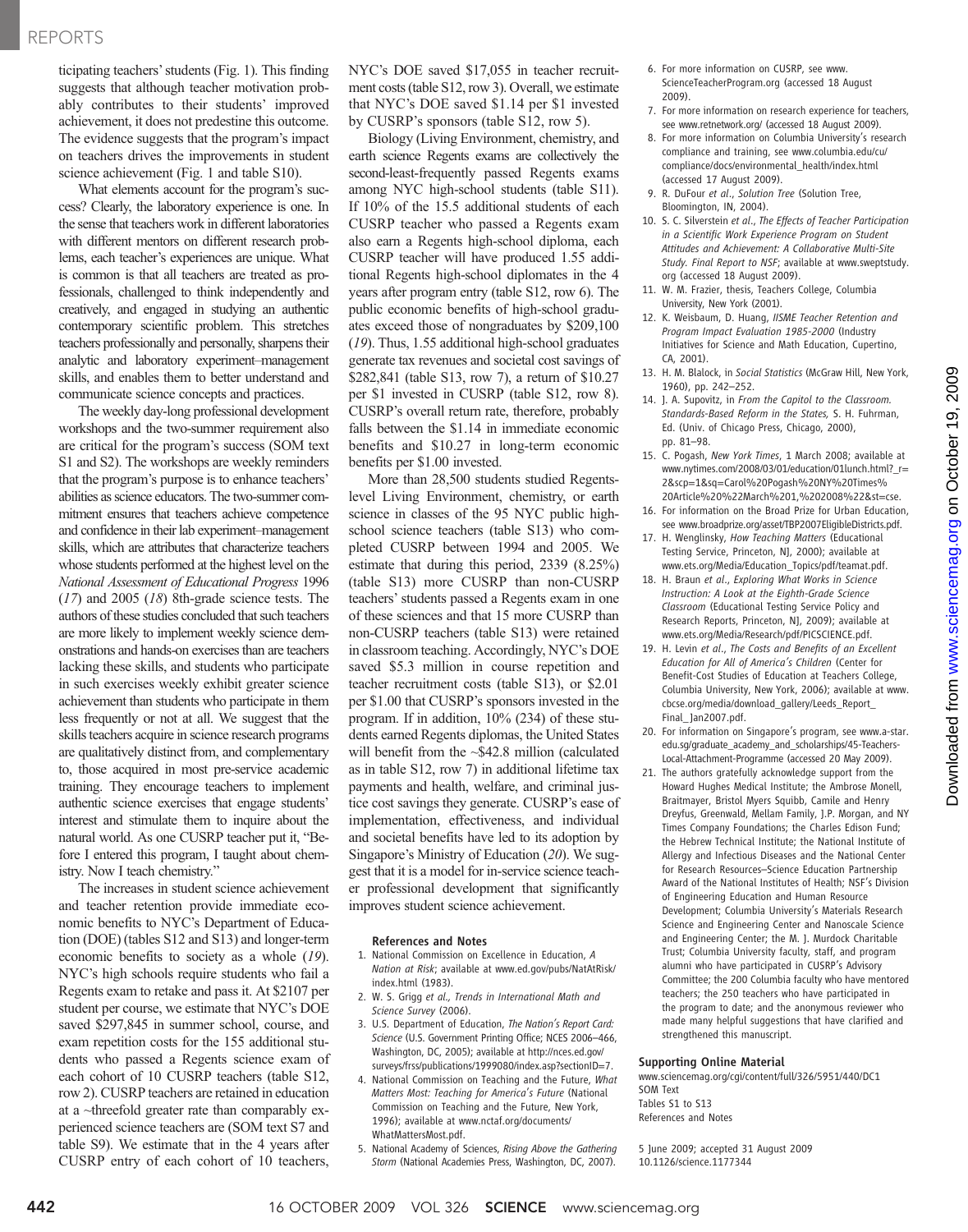ticipating teachers' students (Fig. 1). This finding suggests that although teacher motivation probably contributes to their students' improved achievement, it does not predestine this outcome. The evidence suggests that the program's impact on teachers drives the improvements in student science achievement (Fig. 1 and table S10).

What elements account for the program's success? Clearly, the laboratory experience is one. In the sense that teachers work in different laboratories with different mentors on different research problems, each teacher's experiences are unique. What is common is that all teachers are treated as professionals, challenged to think independently and creatively, and engaged in studying an authentic contemporary scientific problem. This stretches teachers professionally and personally, sharpens their analytic and laboratory experiment–management skills, and enables them to better understand and communicate science concepts and practices.

The weekly day-long professional development workshops and the two-summer requirement also are critical for the program's success (SOM text S1 and S2). The workshops are weekly reminders that the program's purpose is to enhance teachers' abilities as science educators. The two-summer commitment ensures that teachers achieve competence and confidence in their lab experiment–management skills, which are attributes that characterize teachers whose students performed at the highest level on the *National Assessment of Educational Progress* 1996 (*17*) and 2005 (*18*) 8th-grade science tests. The authors of these studies concluded that such teachers are more likely to implement weekly science demonstrations and hands-on exercises than are teachers lacking these skills, and students who participate in such exercises weekly exhibit greater science achievement than students who participate in them less frequently or not at all. We suggest that the skills teachers acquire in science research programs are qualitatively distinct from, and complementary to, those acquired in most pre-service academic training. They encourage teachers to implement authentic science exercises that engage students' interest and stimulate them to inquire about the natural world. As one CUSRP teacher put it, "Before I entered this program, I taught about chemistry. Now I teach chemistry."

The increases in student science achievement and teacher retention provide immediate economic benefits to NYC's Department of Education (DOE) (tables S12 and S13) and longer-term economic benefits to society as a whole (*19*). NYC's high schools require students who fail a Regents exam to retake and pass it. At \$2107 per student per course, we estimate that NYC's DOE saved \$297,845 in summer school, course, and exam repetition costs for the 155 additional students who passed a Regents science exam of each cohort of 10 CUSRP teachers (table S12, row 2). CUSRP teachers are retained in education at a ~threefold greater rate than comparably experienced science teachers are (SOM text S7 and table S9). We estimate that in the 4 years after CUSRP entry of each cohort of 10 teachers, NYC's DOE saved \$17,055 in teacher recruitment costs (table S12, row 3). Overall, we estimate that NYC's DOE saved \$1.14 per \$1 invested by CUSRP's sponsors (table S12, row 5).

Biology (Living Environment, chemistry, and earth science Regents exams are collectively the second-least-frequently passed Regents exams among NYC high-school students (table S11). If 10% of the 15.5 additional students of each CUSRP teacher who passed a Regents exam also earn a Regents high-school diploma, each CUSRP teacher will have produced 1.55 additional Regents high-school diplomates in the 4 years after program entry (table S12, row 6). The public economic benefits of high-school graduates exceed those of nongraduates by \$209,100 (*19*). Thus, 1.55 additional high-school graduates generate tax revenues and societal cost savings of \$282,841 (table S13, row 7), a return of \$10.27 per \$1 invested in CUSRP (table S12, row 8). CUSRP's overall return rate, therefore, probably falls between the \$1.14 in immediate economic benefits and \$10.27 in long-term economic benefits per \$1.00 invested.

More than 28,500 students studied Regents-level Living Environment, chemistry, or earth science in classes of the 95 NYC public high-school science teachers (table S13) who completed CUSRP between 1994 and 2005. We estimate that during this period, 2339 (8.25%) (table S13) more CUSRP than non-CUSRP teachers' students passed a Regents exam in one of these sciences and that 15 more CUSRP than non-CUSRP teachers (table S13) were retained in classroom teaching. Accordingly, NYC's DOE saved \$5.3 million in course repetition and teacher recruitment costs (table S13), or \$2.01 per \$1.00 that CUSRP's sponsors invested in the program. If in addition, 10% (234) of these students earned Regents diplomas, the United States will benefit from the ~\$42.8 million (calculated as in table S12, row 7) in additional lifetime tax payments and health, welfare, and criminal justice cost savings they generate. CUSRP's ease of implementation, effectiveness, and individual and societal benefits have led to its adoption by Singapore's Ministry of Education (*20*). We suggest that it is a model for in-service science teacher professional development that significantly improves student science achievement.

### References and Notes

1. National Commission on Excellence in Education, *A Nation at Risk*; available at www.ed.gov/pubs/NatAtRisk/index.html (1983).
2. W. S. Grigg *et al.*, *Trends in International Math and Science Survey* (2006).
3. U.S. Department of Education, *The Nation's Report Card: Science* (U.S. Government Printing Office; NCES 2006–466, Washington, DC, 2005); available at http://nces.ed.gov/surveys/frss/publications/1999080/index.asp?sectionID=7.
4. National Commission on Teaching and the Future, *What Matters Most: Teaching for America's Future* (National Commission on Teaching and the Future, New York, 1996); available at www.nctaf.org/documents/WhatMattersMost.pdf.
5. National Academy of Sciences, *Rising Above the Gathering Storm* (National Academies Press, Washington, DC, 2007).
6. For more information on CUSRP, see www.ScienceTeacherProgram.org (accessed 18 August 2009).
7. For more information on research experience for teachers, see www.retnetwork.org/ (accessed 18 August 2009).
8. For more information on Columbia University's research compliance and training, see www.columbia.edu/cu/compliance/docs/environmental_health/index.html (accessed 17 August 2009).
9. R. DuFour *et al.*, *Solution Tree* (Solution Tree, Bloomington, IN, 2004).
10. S. C. Silverstein *et al.*, *The Effects of Teacher Participation in a Scientific Work Experience Program on Student Attitudes and Achievement: A Collaborative Multi-Site Study. Final Report to NSF*; available at www.sweptstudy.org (accessed 18 August 2009).
11. W. M. Frazier, thesis, Teachers College, Columbia University, New York (2001).
12. K. Weisbaum, D. Huang, *IISME Teacher Retention and Program Impact Evaluation 1985-2000* (Industry Initiatives for Science and Math Education, Cupertino, CA, 2001).
13. H. M. Blalock, in *Social Statistics* (McGraw Hill, New York, 1960), pp. 242–252.
14. J. A. Supovitz, in *From the Capitol to the Classroom. Standards-Based Reform in the States,* S. H. Fuhrman, Ed. (Univ. of Chicago Press, Chicago, 2000), pp. 81–98.
15. C. Pogash, *New York Times*, 1 March 2008; available at www.nytimes.com/2008/03/01/education/01lunch.html?_r=2&scp=1&sq=Carol%20Pogash%20NY%20Times%20Article%20%22March%201,%202008%22&st=cse.
16. For information on the Broad Prize for Urban Education, see www.broadprize.org/asset/TBP2007EligibleDistricts.pdf.
17. H. Wenglinsky, *How Teaching Matters* (Educational Testing Service, Princeton, NJ, 2000); available at www.ets.org/Media/Education_Topics/pdf/teamat.pdf.
18. H. Braun *et al.*, *Exploring What Works in Science Instruction: A Look at the Eighth-Grade Science Classroom* (Educational Testing Service Policy and Research Reports, Princeton, NJ, 2009); available at www.ets.org/Media/Research/pdf/PICSCIENCE.pdf.
19. H. Levin *et al.*, *The Costs and Benefits of an Excellent Education for All of America's Children* (Center for Benefit-Cost Studies of Education at Teachers College, Columbia University, New York, 2006); available at www.cbcse.org/media/download_gallery/Leeds_Report_Final_Jan2007.pdf.
20. For information on Singapore's program, see www.a-star.edu.sg/graduate_academy_and_scholarships/45-Teachers-Local-Attachment-Programme (accessed 20 May 2009).
21. The authors gratefully acknowledge support from the Howard Hughes Medical Institute; the Ambrose Monell, Braitmayer, Bristol Myers Squibb, Camille and Henry Dreyfus, Greenwald, Mellam Family, J.P. Morgan, and NY Times Company Foundations; the Charles Edison Fund; the Hebrew Technical Institute; the National Institute of Allergy and Infectious Diseases and the National Center for Research Resources–Science Education Partnership Award of the National Institutes of Health; NSF's Division of Engineering Education and Human Resource Development; Columbia University's Materials Research Science and Engineering Center and Nanoscale Science and Engineering Center; the M. J. Murdock Charitable Trust; Columbia University faculty, staff, and program alumni who have participated in CUSRP's Advisory Committee; the 200 Columbia faculty who have mentored teachers; the 250 teachers who have participated in the program to date; and the anonymous reviewer who made many helpful suggestions that have clarified and strengthened this manuscript.

### Supporting Online Material

www.sciencemag.org/cgi/content/full/326/5951/440/DC1
SOM Text
Tables S1 to S13
References and Notes

5 June 2009; accepted 31 August 2009
10.1126/science.1177344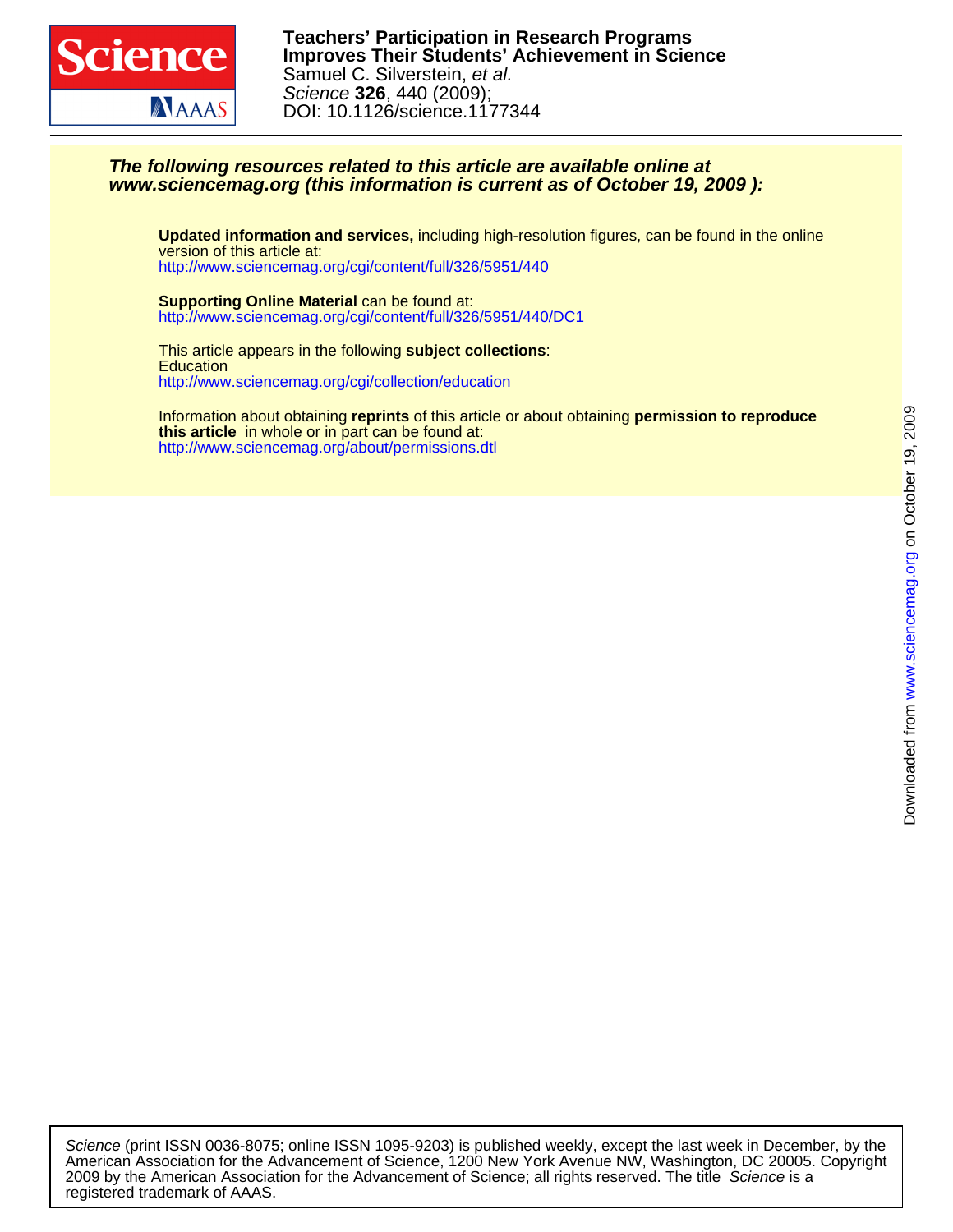**Teachers' Participation in Research Programs Improves Their Students' Achievement in Science**

Samuel C. Silverstein, *et al.*

*Science* **326**, 440 (2009);

DOI: 10.1126/science.1177344

***The following resources related to this article are available online at www.sciencemag.org (this information is current as of October 19, 2009 ):***

**Updated information and services,** including high-resolution figures, can be found in the online version of this article at:
http://www.sciencemag.org/cgi/content/full/326/5951/440

**Supporting Online Material** can be found at:
http://www.sciencemag.org/cgi/content/full/326/5951/440/DC1

This article appears in the following **subject collections**:
Education
http://www.sciencemag.org/cgi/collection/education

Information about obtaining **reprints** of this article or about obtaining **permission to reproduce this article** in whole or in part can be found at:
http://www.sciencemag.org/about/permissions.dtl

*Science* (print ISSN 0036-8075; online ISSN 1095-9203) is published weekly, except the last week in December, by the American Association for the Advancement of Science, 1200 New York Avenue NW, Washington, DC 20005. Copyright 2009 by the American Association for the Advancement of Science; all rights reserved. The title *Science* is a registered trademark of AAAS.